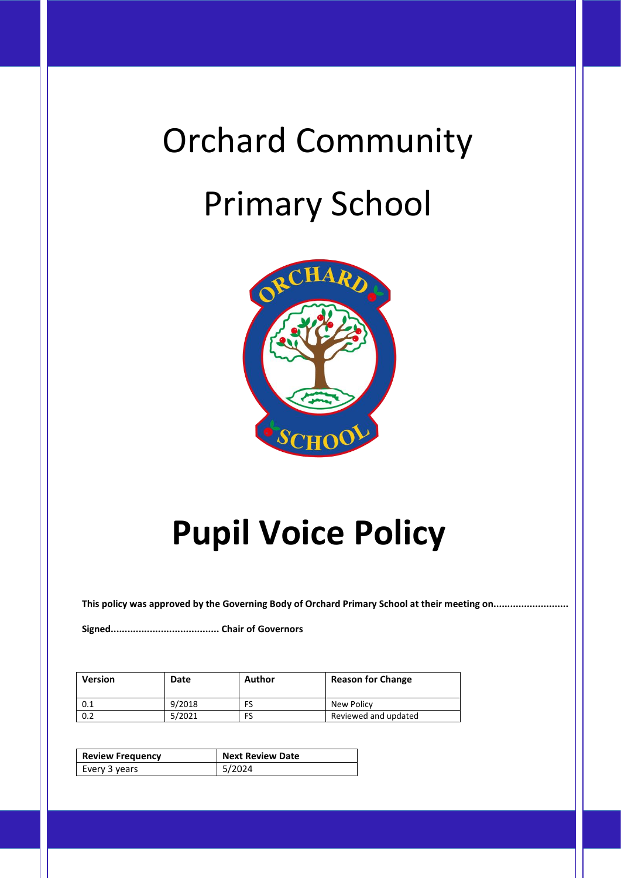# Orchard Community Primary School

# Pupil Voice Policy

**This policy was approved by the Governing Body of Orchard Primary School at their meeting on...........................**

**Signed...................................... Chair of Governors**

| Version | Date | Author | Reason for Change |
|---|---|---|---|
| 0.1 | 9/2018 | FS | New Policy |
| 0.2 | 5/2021 | FS | Reviewed and updated |

| Review Frequency | Next Review Date |
|---|---|
| Every 3 years | 5/2024 |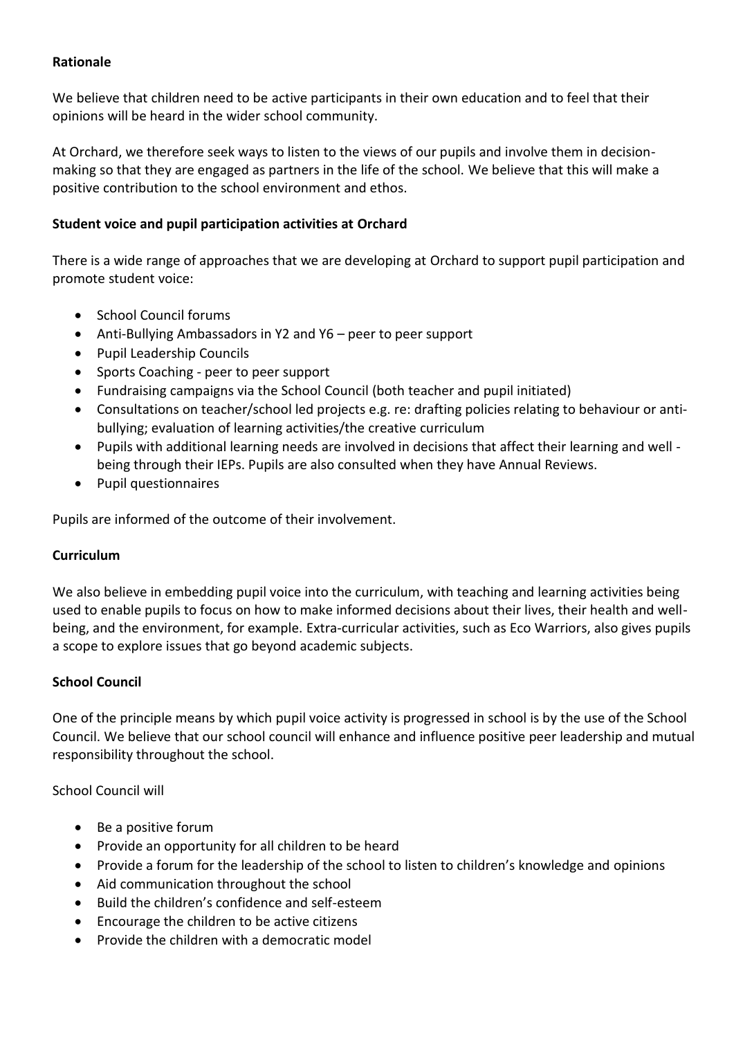**Rationale**

We believe that children need to be active participants in their own education and to feel that their opinions will be heard in the wider school community.

At Orchard, we therefore seek ways to listen to the views of our pupils and involve them in decision-making so that they are engaged as partners in the life of the school. We believe that this will make a positive contribution to the school environment and ethos.

**Student voice and pupil participation activities at Orchard**

There is a wide range of approaches that we are developing at Orchard to support pupil participation and promote student voice:

- School Council forums
- Anti-Bullying Ambassadors in Y2 and Y6 – peer to peer support
- Pupil Leadership Councils
- Sports Coaching - peer to peer support
- Fundraising campaigns via the School Council (both teacher and pupil initiated)
- Consultations on teacher/school led projects e.g. re: drafting policies relating to behaviour or anti-bullying; evaluation of learning activities/the creative curriculum
- Pupils with additional learning needs are involved in decisions that affect their learning and well - being through their IEPs. Pupils are also consulted when they have Annual Reviews.
- Pupil questionnaires

Pupils are informed of the outcome of their involvement.

**Curriculum**

We also believe in embedding pupil voice into the curriculum, with teaching and learning activities being used to enable pupils to focus on how to make informed decisions about their lives, their health and well-being, and the environment, for example. Extra-curricular activities, such as Eco Warriors, also gives pupils a scope to explore issues that go beyond academic subjects.

**School Council**

One of the principle means by which pupil voice activity is progressed in school is by the use of the School Council. We believe that our school council will enhance and influence positive peer leadership and mutual responsibility throughout the school.

School Council will

- Be a positive forum
- Provide an opportunity for all children to be heard
- Provide a forum for the leadership of the school to listen to children's knowledge and opinions
- Aid communication throughout the school
- Build the children's confidence and self-esteem
- Encourage the children to be active citizens
- Provide the children with a democratic model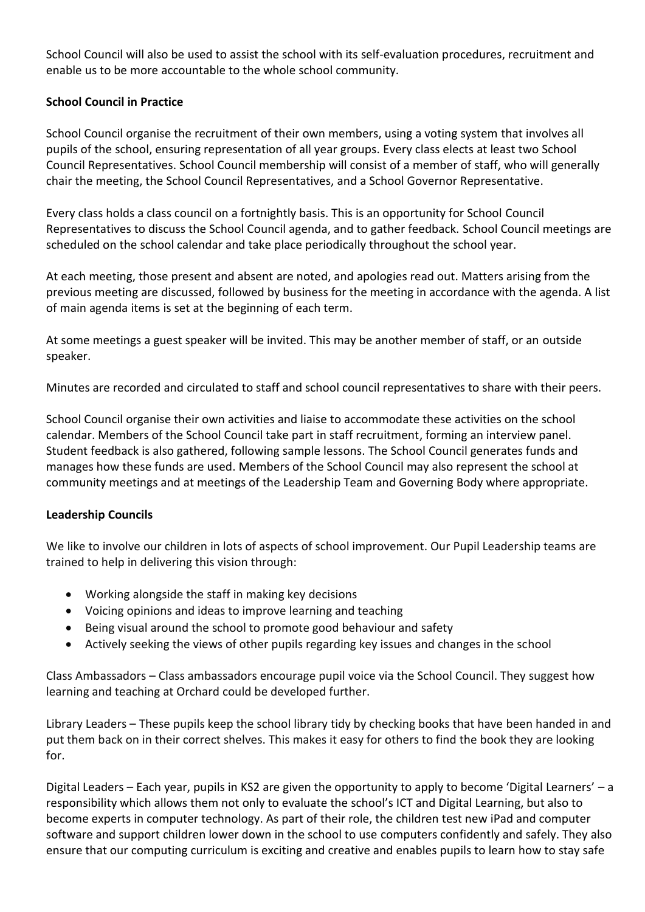School Council will also be used to assist the school with its self-evaluation procedures, recruitment and enable us to be more accountable to the whole school community.

**School Council in Practice**

School Council organise the recruitment of their own members, using a voting system that involves all pupils of the school, ensuring representation of all year groups. Every class elects at least two School Council Representatives. School Council membership will consist of a member of staff, who will generally chair the meeting, the School Council Representatives, and a School Governor Representative.

Every class holds a class council on a fortnightly basis. This is an opportunity for School Council Representatives to discuss the School Council agenda, and to gather feedback. School Council meetings are scheduled on the school calendar and take place periodically throughout the school year.

At each meeting, those present and absent are noted, and apologies read out. Matters arising from the previous meeting are discussed, followed by business for the meeting in accordance with the agenda. A list of main agenda items is set at the beginning of each term.

At some meetings a guest speaker will be invited. This may be another member of staff, or an outside speaker.

Minutes are recorded and circulated to staff and school council representatives to share with their peers.

School Council organise their own activities and liaise to accommodate these activities on the school calendar. Members of the School Council take part in staff recruitment, forming an interview panel. Student feedback is also gathered, following sample lessons. The School Council generates funds and manages how these funds are used. Members of the School Council may also represent the school at community meetings and at meetings of the Leadership Team and Governing Body where appropriate.

**Leadership Councils**

We like to involve our children in lots of aspects of school improvement. Our Pupil Leadership teams are trained to help in delivering this vision through:

- Working alongside the staff in making key decisions
- Voicing opinions and ideas to improve learning and teaching
- Being visual around the school to promote good behaviour and safety
- Actively seeking the views of other pupils regarding key issues and changes in the school

Class Ambassadors – Class ambassadors encourage pupil voice via the School Council. They suggest how learning and teaching at Orchard could be developed further.

Library Leaders – These pupils keep the school library tidy by checking books that have been handed in and put them back on in their correct shelves. This makes it easy for others to find the book they are looking for.

Digital Leaders – Each year, pupils in KS2 are given the opportunity to apply to become 'Digital Learners' – a responsibility which allows them not only to evaluate the school's ICT and Digital Learning, but also to become experts in computer technology. As part of their role, the children test new iPad and computer software and support children lower down in the school to use computers confidently and safely. They also ensure that our computing curriculum is exciting and creative and enables pupils to learn how to stay safe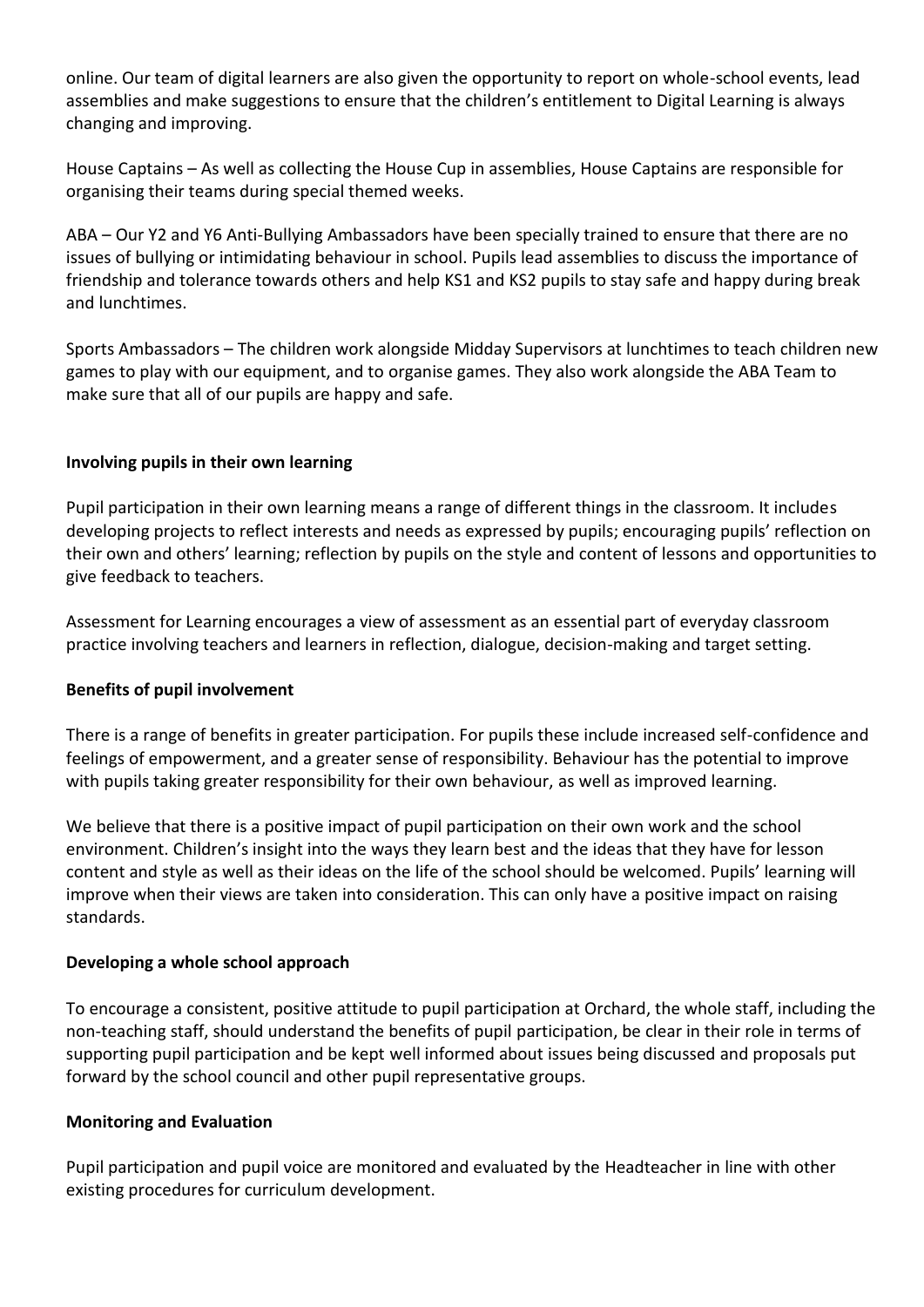online. Our team of digital learners are also given the opportunity to report on whole-school events, lead assemblies and make suggestions to ensure that the children's entitlement to Digital Learning is always changing and improving.

House Captains – As well as collecting the House Cup in assemblies, House Captains are responsible for organising their teams during special themed weeks.

ABA – Our Y2 and Y6 Anti-Bullying Ambassadors have been specially trained to ensure that there are no issues of bullying or intimidating behaviour in school. Pupils lead assemblies to discuss the importance of friendship and tolerance towards others and help KS1 and KS2 pupils to stay safe and happy during break and lunchtimes.

Sports Ambassadors – The children work alongside Midday Supervisors at lunchtimes to teach children new games to play with our equipment, and to organise games. They also work alongside the ABA Team to make sure that all of our pupils are happy and safe.

**Involving pupils in their own learning**

Pupil participation in their own learning means a range of different things in the classroom. It includes developing projects to reflect interests and needs as expressed by pupils; encouraging pupils' reflection on their own and others' learning; reflection by pupils on the style and content of lessons and opportunities to give feedback to teachers.

Assessment for Learning encourages a view of assessment as an essential part of everyday classroom practice involving teachers and learners in reflection, dialogue, decision-making and target setting.

**Benefits of pupil involvement**

There is a range of benefits in greater participation. For pupils these include increased self-confidence and feelings of empowerment, and a greater sense of responsibility. Behaviour has the potential to improve with pupils taking greater responsibility for their own behaviour, as well as improved learning.

We believe that there is a positive impact of pupil participation on their own work and the school environment. Children's insight into the ways they learn best and the ideas that they have for lesson content and style as well as their ideas on the life of the school should be welcomed. Pupils' learning will improve when their views are taken into consideration. This can only have a positive impact on raising standards.

**Developing a whole school approach**

To encourage a consistent, positive attitude to pupil participation at Orchard, the whole staff, including the non-teaching staff, should understand the benefits of pupil participation, be clear in their role in terms of supporting pupil participation and be kept well informed about issues being discussed and proposals put forward by the school council and other pupil representative groups.

**Monitoring and Evaluation**

Pupil participation and pupil voice are monitored and evaluated by the Headteacher in line with other existing procedures for curriculum development.